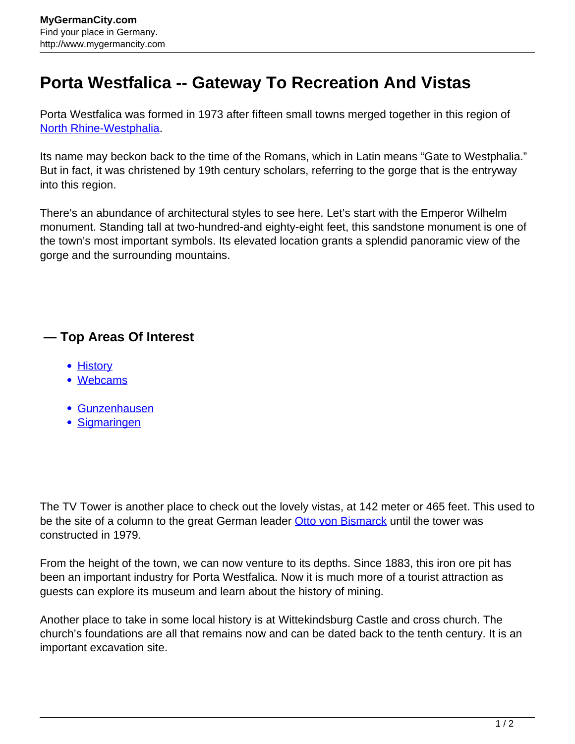# Porta Westfalica -- Gateway To Recreation And Vistas

Porta Westfalica was formed in 1973 after fifteen small towns merged together in this region of North Rhine-Westphalia.

Its name may beckon back to the time of the Romans, which in Latin means “Gate to Westphalia.” But in fact, it was christened by 19th century scholars, referring to the gorge that is the entryway into this region.

There’s an abundance of architectural styles to see here. Let’s start with the Emperor Wilhelm monument. Standing tall at two-hundred-and eighty-eight feet, this sandstone monument is one of the town’s most important symbols. Its elevated location grants a splendid panoramic view of the gorge and the surrounding mountains.

## — Top Areas Of Interest

- History
- Webcams

- Gunzenhausen
- Sigmaringen

The TV Tower is another place to check out the lovely vistas, at 142 meter or 465 feet. This used to be the site of a column to the great German leader Otto von Bismarck until the tower was constructed in 1979.

From the height of the town, we can now venture to its depths. Since 1883, this iron ore pit has been an important industry for Porta Westfalica. Now it is much more of a tourist attraction as guests can explore its museum and learn about the history of mining.

Another place to take in some local history is at Wittekindsburg Castle and cross church. The church’s foundations are all that remains now and can be dated back to the tenth century. It is an important excavation site.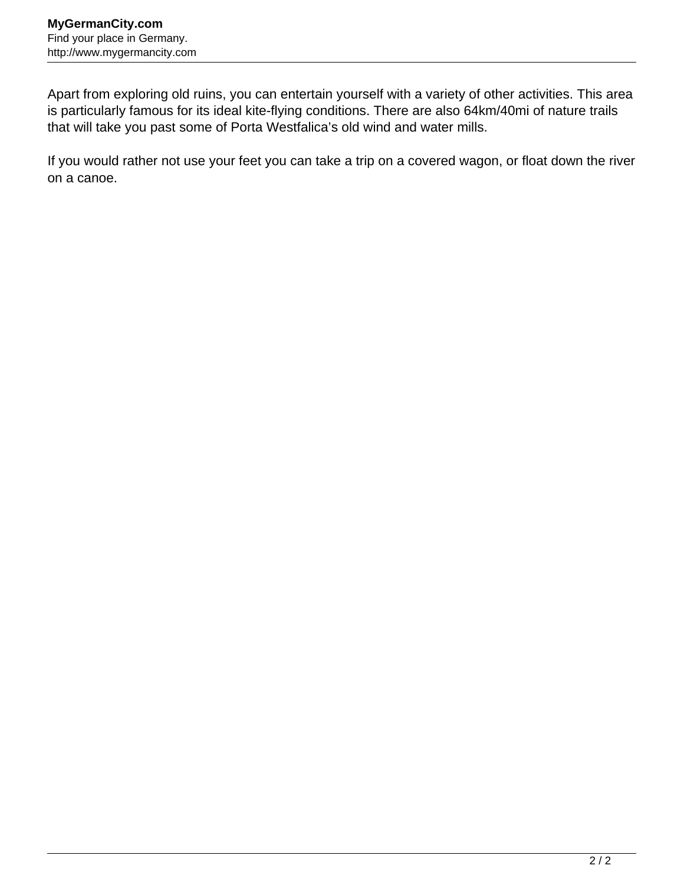Apart from exploring old ruins, you can entertain yourself with a variety of other activities. This area is particularly famous for its ideal kite-flying conditions. There are also 64km/40mi of nature trails that will take you past some of Porta Westfalica's old wind and water mills.

If you would rather not use your feet you can take a trip on a covered wagon, or float down the river on a canoe.